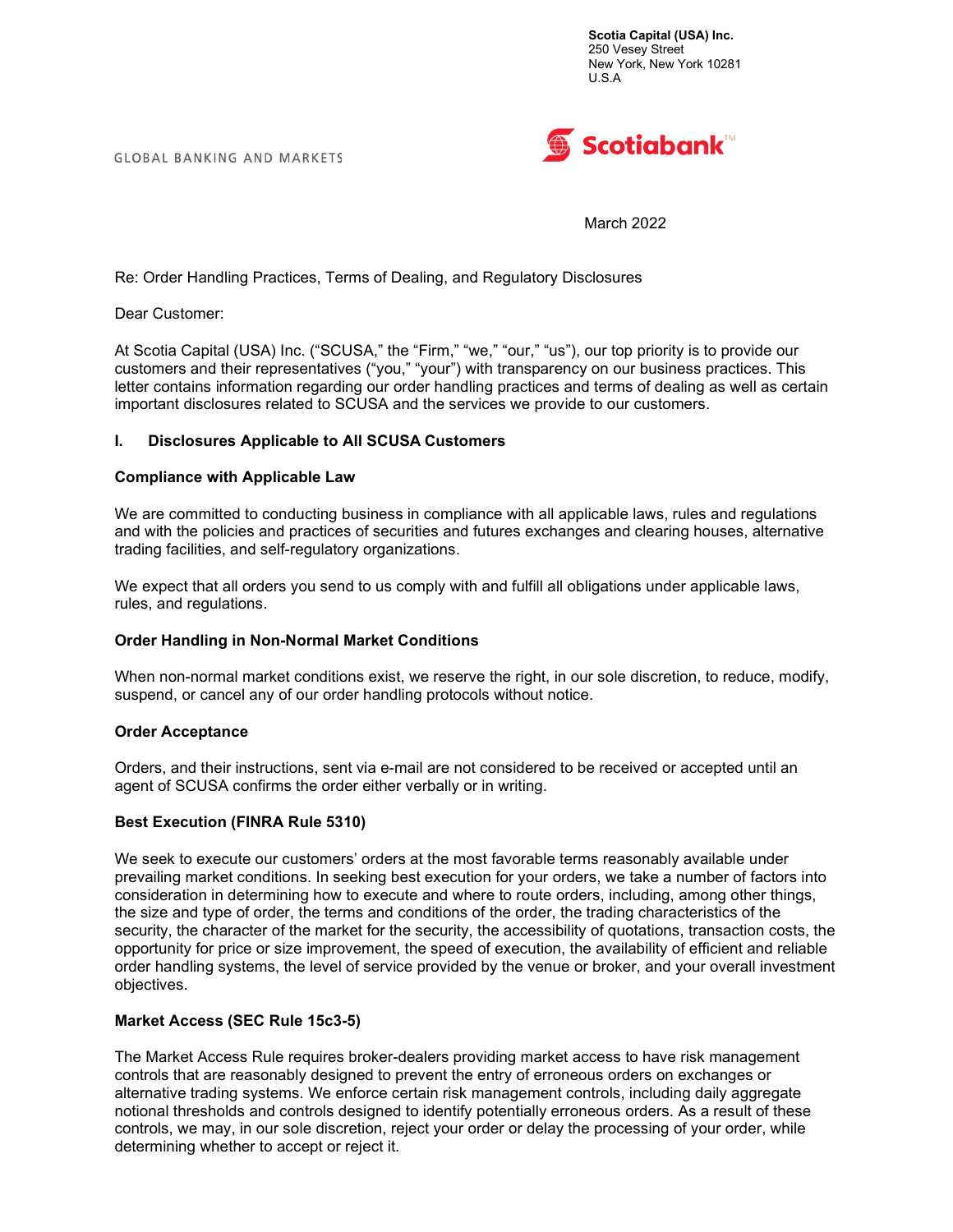**Scotia Capital (USA) Inc.**
250 Vesey Street
New York, New York 10281
U.S.A

GLOBAL BANKING AND MARKETS

Scotiabank™

March 2022

Re: Order Handling Practices, Terms of Dealing, and Regulatory Disclosures

Dear Customer:

At Scotia Capital (USA) Inc. ("SCUSA," the "Firm," "we," "our," "us"), our top priority is to provide our customers and their representatives ("you," "your") with transparency on our business practices. This letter contains information regarding our order handling practices and terms of dealing as well as certain important disclosures related to SCUSA and the services we provide to our customers.

## I. Disclosures Applicable to All SCUSA Customers

### Compliance with Applicable Law

We are committed to conducting business in compliance with all applicable laws, rules and regulations and with the policies and practices of securities and futures exchanges and clearing houses, alternative trading facilities, and self-regulatory organizations.

We expect that all orders you send to us comply with and fulfill all obligations under applicable laws, rules, and regulations.

### Order Handling in Non-Normal Market Conditions

When non-normal market conditions exist, we reserve the right, in our sole discretion, to reduce, modify, suspend, or cancel any of our order handling protocols without notice.

### Order Acceptance

Orders, and their instructions, sent via e-mail are not considered to be received or accepted until an agent of SCUSA confirms the order either verbally or in writing.

### Best Execution (FINRA Rule 5310)

We seek to execute our customers' orders at the most favorable terms reasonably available under prevailing market conditions. In seeking best execution for your orders, we take a number of factors into consideration in determining how to execute and where to route orders, including, among other things, the size and type of order, the terms and conditions of the order, the trading characteristics of the security, the character of the market for the security, the accessibility of quotations, transaction costs, the opportunity for price or size improvement, the speed of execution, the availability of efficient and reliable order handling systems, the level of service provided by the venue or broker, and your overall investment objectives.

### Market Access (SEC Rule 15c3-5)

The Market Access Rule requires broker-dealers providing market access to have risk management controls that are reasonably designed to prevent the entry of erroneous orders on exchanges or alternative trading systems. We enforce certain risk management controls, including daily aggregate notional thresholds and controls designed to identify potentially erroneous orders. As a result of these controls, we may, in our sole discretion, reject your order or delay the processing of your order, while determining whether to accept or reject it.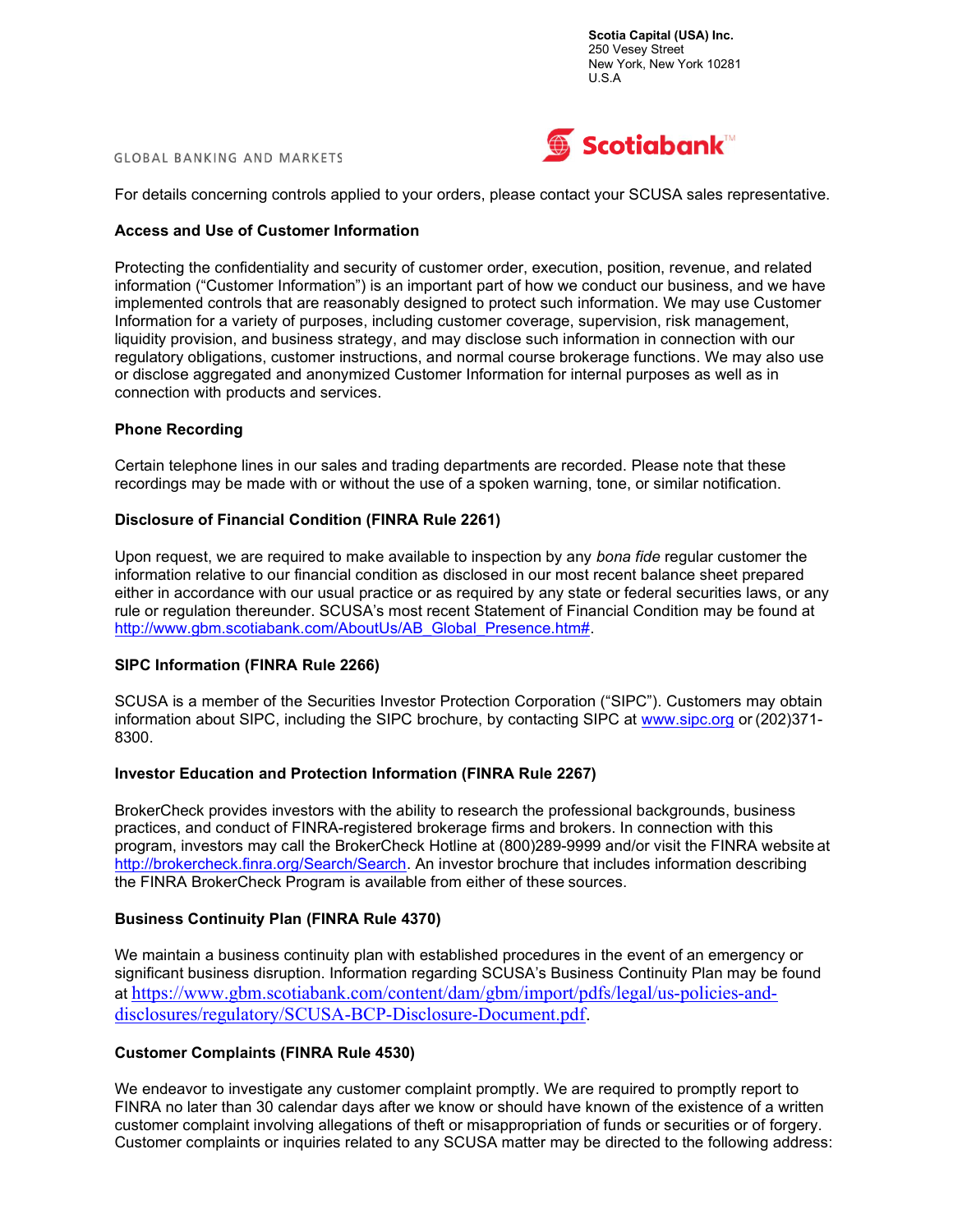For details concerning controls applied to your orders, please contact your SCUSA sales representative.

**Access and Use of Customer Information**

Protecting the confidentiality and security of customer order, execution, position, revenue, and related information ("Customer Information") is an important part of how we conduct our business, and we have implemented controls that are reasonably designed to protect such information. We may use Customer Information for a variety of purposes, including customer coverage, supervision, risk management, liquidity provision, and business strategy, and may disclose such information in connection with our regulatory obligations, customer instructions, and normal course brokerage functions. We may also use or disclose aggregated and anonymized Customer Information for internal purposes as well as in connection with products and services.

**Phone Recording**

Certain telephone lines in our sales and trading departments are recorded. Please note that these recordings may be made with or without the use of a spoken warning, tone, or similar notification.

**Disclosure of Financial Condition (FINRA Rule 2261)**

Upon request, we are required to make available to inspection by any *bona fide* regular customer the information relative to our financial condition as disclosed in our most recent balance sheet prepared either in accordance with our usual practice or as required by any state or federal securities laws, or any rule or regulation thereunder. SCUSA's most recent Statement of Financial Condition may be found at http://www.gbm.scotiabank.com/AboutUs/AB_Global_Presence.htm#.

**SIPC Information (FINRA Rule 2266)**

SCUSA is a member of the Securities Investor Protection Corporation ("SIPC"). Customers may obtain information about SIPC, including the SIPC brochure, by contacting SIPC at www.sipc.org or (202)371-8300.

**Investor Education and Protection Information (FINRA Rule 2267)**

BrokerCheck provides investors with the ability to research the professional backgrounds, business practices, and conduct of FINRA-registered brokerage firms and brokers. In connection with this program, investors may call the BrokerCheck Hotline at (800)289-9999 and/or visit the FINRA website at http://brokercheck.finra.org/Search/Search. An investor brochure that includes information describing the FINRA BrokerCheck Program is available from either of these sources.

**Business Continuity Plan (FINRA Rule 4370)**

We maintain a business continuity plan with established procedures in the event of an emergency or significant business disruption. Information regarding SCUSA's Business Continuity Plan may be found at https://www.gbm.scotiabank.com/content/dam/gbm/import/pdfs/legal/us-policies-and-disclosures/regulatory/SCUSA-BCP-Disclosure-Document.pdf.

**Customer Complaints (FINRA Rule 4530)**

We endeavor to investigate any customer complaint promptly. We are required to promptly report to FINRA no later than 30 calendar days after we know or should have known of the existence of a written customer complaint involving allegations of theft or misappropriation of funds or securities or of forgery. Customer complaints or inquiries related to any SCUSA matter may be directed to the following address: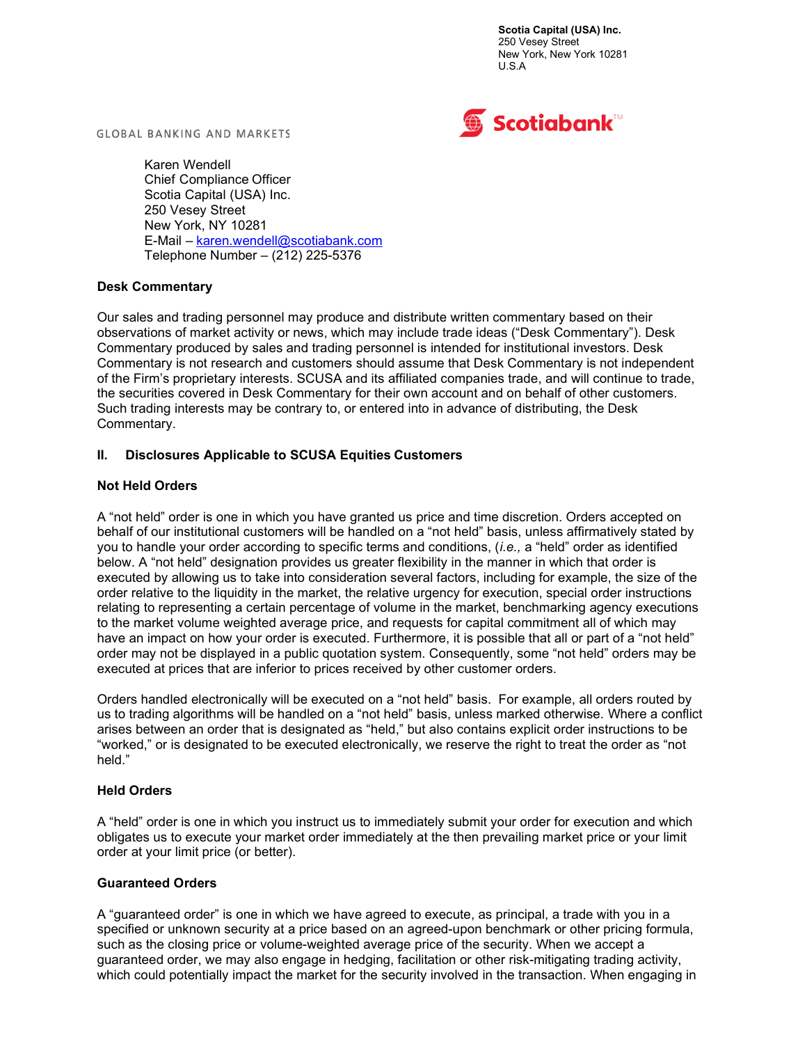**Scotia Capital (USA) Inc.**
250 Vesey Street
New York, New York 10281
U.S.A

GLOBAL BANKING AND MARKETS

Karen Wendell
Chief Compliance Officer
Scotia Capital (USA) Inc.
250 Vesey Street
New York, NY 10281
E-Mail – karen.wendell@scotiabank.com
Telephone Number – (212) 225-5376

**Desk Commentary**

Our sales and trading personnel may produce and distribute written commentary based on their observations of market activity or news, which may include trade ideas ("Desk Commentary"). Desk Commentary produced by sales and trading personnel is intended for institutional investors. Desk Commentary is not research and customers should assume that Desk Commentary is not independent of the Firm's proprietary interests. SCUSA and its affiliated companies trade, and will continue to trade, the securities covered in Desk Commentary for their own account and on behalf of other customers. Such trading interests may be contrary to, or entered into in advance of distributing, the Desk Commentary.

## II. Disclosures Applicable to SCUSA Equities Customers

**Not Held Orders**

A "not held" order is one in which you have granted us price and time discretion. Orders accepted on behalf of our institutional customers will be handled on a "not held" basis, unless affirmatively stated by you to handle your order according to specific terms and conditions, (*i.e.,* a "held" order as identified below. A "not held" designation provides us greater flexibility in the manner in which that order is executed by allowing us to take into consideration several factors, including for example, the size of the order relative to the liquidity in the market, the relative urgency for execution, special order instructions relating to representing a certain percentage of volume in the market, benchmarking agency executions to the market volume weighted average price, and requests for capital commitment all of which may have an impact on how your order is executed. Furthermore, it is possible that all or part of a "not held" order may not be displayed in a public quotation system. Consequently, some "not held" orders may be executed at prices that are inferior to prices received by other customer orders.

Orders handled electronically will be executed on a "not held" basis. For example, all orders routed by us to trading algorithms will be handled on a "not held" basis, unless marked otherwise. Where a conflict arises between an order that is designated as "held," but also contains explicit order instructions to be "worked," or is designated to be executed electronically, we reserve the right to treat the order as "not held."

**Held Orders**

A "held" order is one in which you instruct us to immediately submit your order for execution and which obligates us to execute your market order immediately at the then prevailing market price or your limit order at your limit price (or better).

**Guaranteed Orders**

A "guaranteed order" is one in which we have agreed to execute, as principal, a trade with you in a specified or unknown security at a price based on an agreed-upon benchmark or other pricing formula, such as the closing price or volume-weighted average price of the security. When we accept a guaranteed order, we may also engage in hedging, facilitation or other risk-mitigating trading activity, which could potentially impact the market for the security involved in the transaction. When engaging in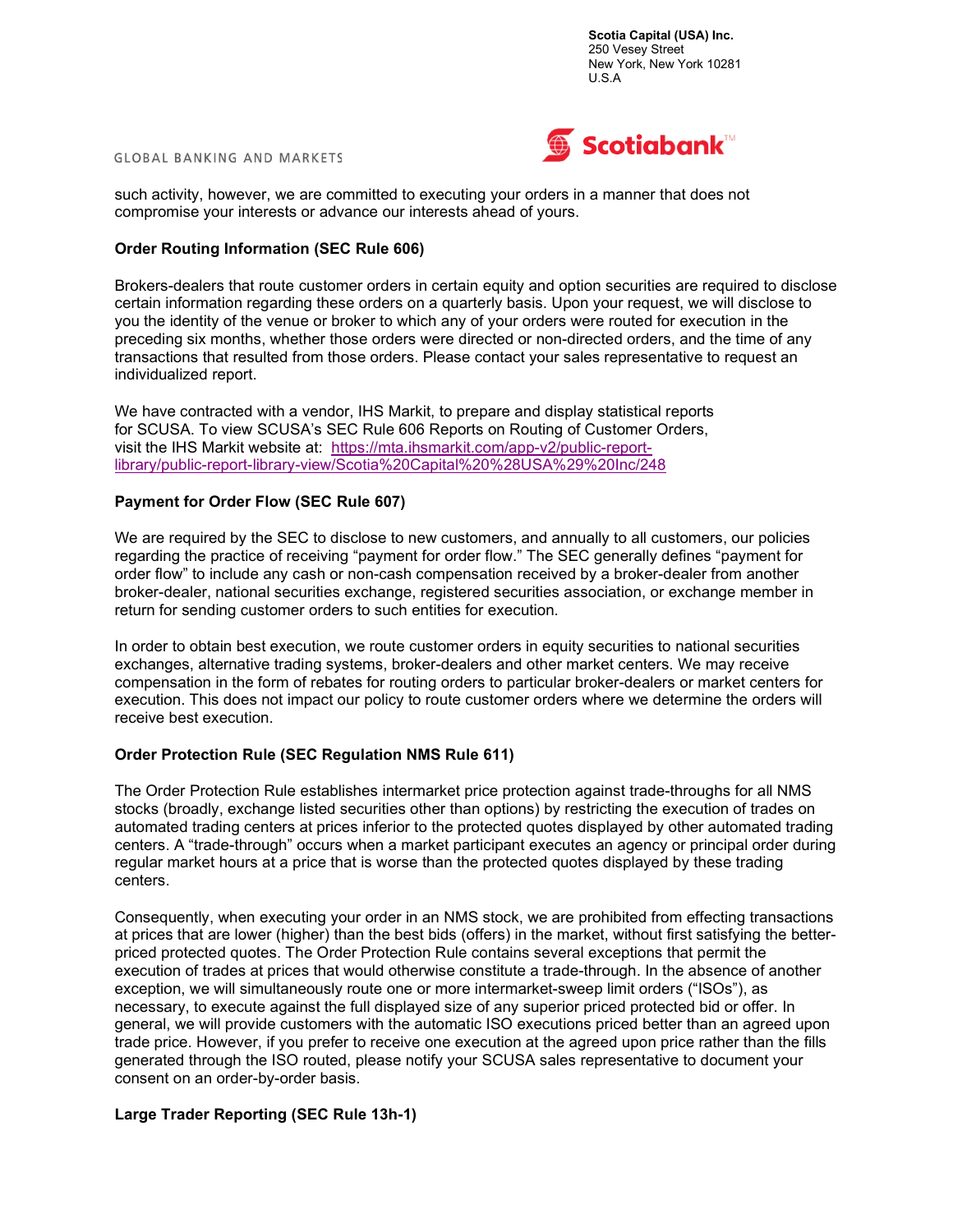such activity, however, we are committed to executing your orders in a manner that does not compromise your interests or advance our interests ahead of yours.

**Order Routing Information (SEC Rule 606)**

Brokers-dealers that route customer orders in certain equity and option securities are required to disclose certain information regarding these orders on a quarterly basis. Upon your request, we will disclose to you the identity of the venue or broker to which any of your orders were routed for execution in the preceding six months, whether those orders were directed or non-directed orders, and the time of any transactions that resulted from those orders. Please contact your sales representative to request an individualized report.

We have contracted with a vendor, IHS Markit, to prepare and display statistical reports for SCUSA. To view SCUSA's SEC Rule 606 Reports on Routing of Customer Orders, visit the IHS Markit website at: [https://mta.ihsmarkit.com/app-v2/public-report-library/public-report-library-view/Scotia%20Capital%20%28USA%29%20Inc/248](https://mta.ihsmarkit.com/app-v2/public-report-library/public-report-library-view/Scotia%20Capital%20%28USA%29%20Inc/248)

**Payment for Order Flow (SEC Rule 607)**

We are required by the SEC to disclose to new customers, and annually to all customers, our policies regarding the practice of receiving "payment for order flow." The SEC generally defines "payment for order flow" to include any cash or non-cash compensation received by a broker-dealer from another broker-dealer, national securities exchange, registered securities association, or exchange member in return for sending customer orders to such entities for execution.

In order to obtain best execution, we route customer orders in equity securities to national securities exchanges, alternative trading systems, broker-dealers and other market centers. We may receive compensation in the form of rebates for routing orders to particular broker-dealers or market centers for execution. This does not impact our policy to route customer orders where we determine the orders will receive best execution.

**Order Protection Rule (SEC Regulation NMS Rule 611)**

The Order Protection Rule establishes intermarket price protection against trade-throughs for all NMS stocks (broadly, exchange listed securities other than options) by restricting the execution of trades on automated trading centers at prices inferior to the protected quotes displayed by other automated trading centers. A "trade-through" occurs when a market participant executes an agency or principal order during regular market hours at a price that is worse than the protected quotes displayed by these trading centers.

Consequently, when executing your order in an NMS stock, we are prohibited from effecting transactions at prices that are lower (higher) than the best bids (offers) in the market, without first satisfying the better-priced protected quotes. The Order Protection Rule contains several exceptions that permit the execution of trades at prices that would otherwise constitute a trade-through. In the absence of another exception, we will simultaneously route one or more intermarket-sweep limit orders ("ISOs"), as necessary, to execute against the full displayed size of any superior priced protected bid or offer. In general, we will provide customers with the automatic ISO executions priced better than an agreed upon trade price. However, if you prefer to receive one execution at the agreed upon price rather than the fills generated through the ISO routed, please notify your SCUSA sales representative to document your consent on an order-by-order basis.

**Large Trader Reporting (SEC Rule 13h-1)**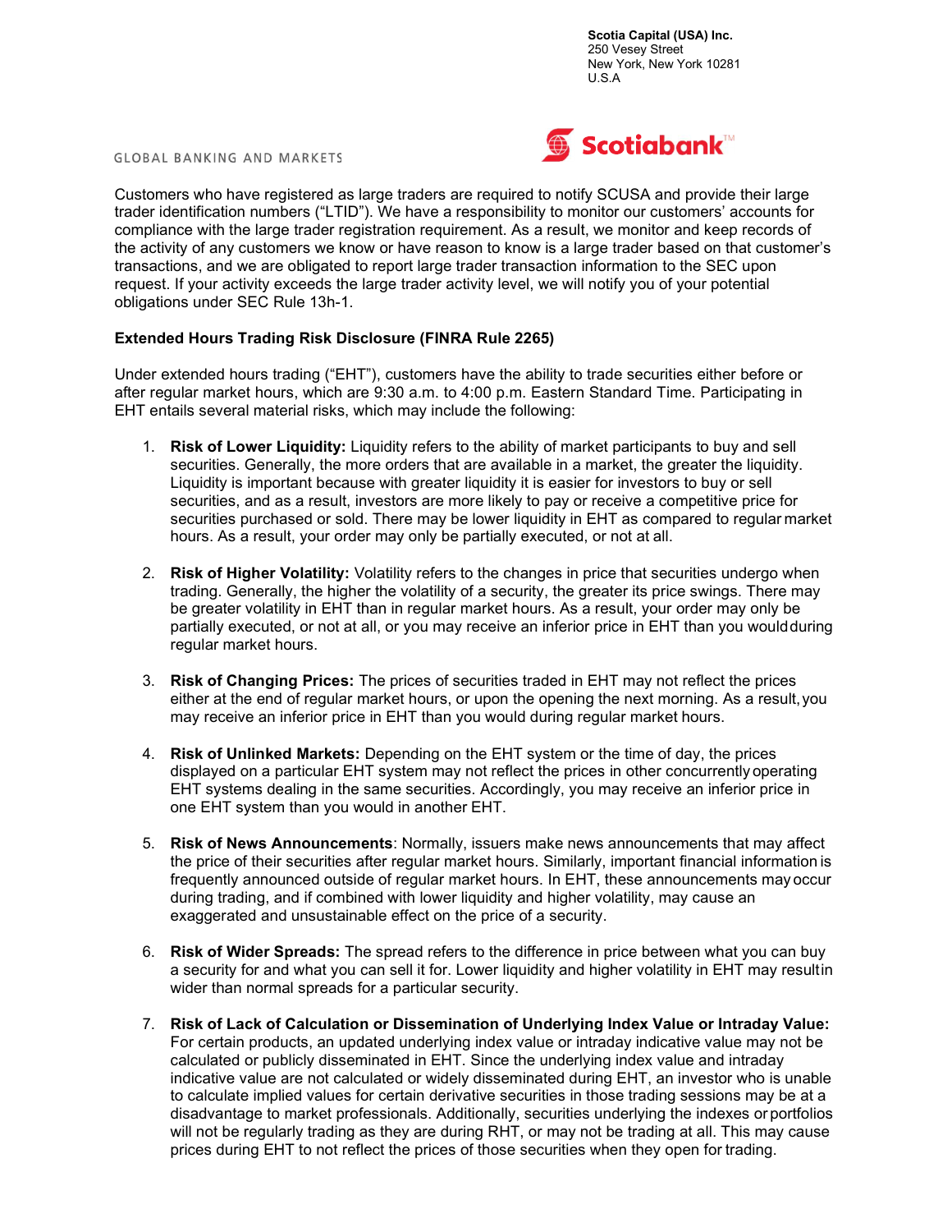Customers who have registered as large traders are required to notify SCUSA and provide their large trader identification numbers ("LTID"). We have a responsibility to monitor our customers' accounts for compliance with the large trader registration requirement. As a result, we monitor and keep records of the activity of any customers we know or have reason to know is a large trader based on that customer's transactions, and we are obligated to report large trader transaction information to the SEC upon request. If your activity exceeds the large trader activity level, we will notify you of your potential obligations under SEC Rule 13h-1.

**Extended Hours Trading Risk Disclosure (FINRA Rule 2265)**

Under extended hours trading ("EHT"), customers have the ability to trade securities either before or after regular market hours, which are 9:30 a.m. to 4:00 p.m. Eastern Standard Time. Participating in EHT entails several material risks, which may include the following:

1. **Risk of Lower Liquidity:** Liquidity refers to the ability of market participants to buy and sell securities. Generally, the more orders that are available in a market, the greater the liquidity. Liquidity is important because with greater liquidity it is easier for investors to buy or sell securities, and as a result, investors are more likely to pay or receive a competitive price for securities purchased or sold. There may be lower liquidity in EHT as compared to regular market hours. As a result, your order may only be partially executed, or not at all.

2. **Risk of Higher Volatility:** Volatility refers to the changes in price that securities undergo when trading. Generally, the higher the volatility of a security, the greater its price swings. There may be greater volatility in EHT than in regular market hours. As a result, your order may only be partially executed, or not at all, or you may receive an inferior price in EHT than you would during regular market hours.

3. **Risk of Changing Prices:** The prices of securities traded in EHT may not reflect the prices either at the end of regular market hours, or upon the opening the next morning. As a result, you may receive an inferior price in EHT than you would during regular market hours.

4. **Risk of Unlinked Markets:** Depending on the EHT system or the time of day, the prices displayed on a particular EHT system may not reflect the prices in other concurrently operating EHT systems dealing in the same securities. Accordingly, you may receive an inferior price in one EHT system than you would in another EHT.

5. **Risk of News Announcements**: Normally, issuers make news announcements that may affect the price of their securities after regular market hours. Similarly, important financial information is frequently announced outside of regular market hours. In EHT, these announcements may occur during trading, and if combined with lower liquidity and higher volatility, may cause an exaggerated and unsustainable effect on the price of a security.

6. **Risk of Wider Spreads:** The spread refers to the difference in price between what you can buy a security for and what you can sell it for. Lower liquidity and higher volatility in EHT may result in wider than normal spreads for a particular security.

7. **Risk of Lack of Calculation or Dissemination of Underlying Index Value or Intraday Value:** For certain products, an updated underlying index value or intraday indicative value may not be calculated or publicly disseminated in EHT. Since the underlying index value and intraday indicative value are not calculated or widely disseminated during EHT, an investor who is unable to calculate implied values for certain derivative securities in those trading sessions may be at a disadvantage to market professionals. Additionally, securities underlying the indexes or portfolios will not be regularly trading as they are during RHT, or may not be trading at all. This may cause prices during EHT to not reflect the prices of those securities when they open for trading.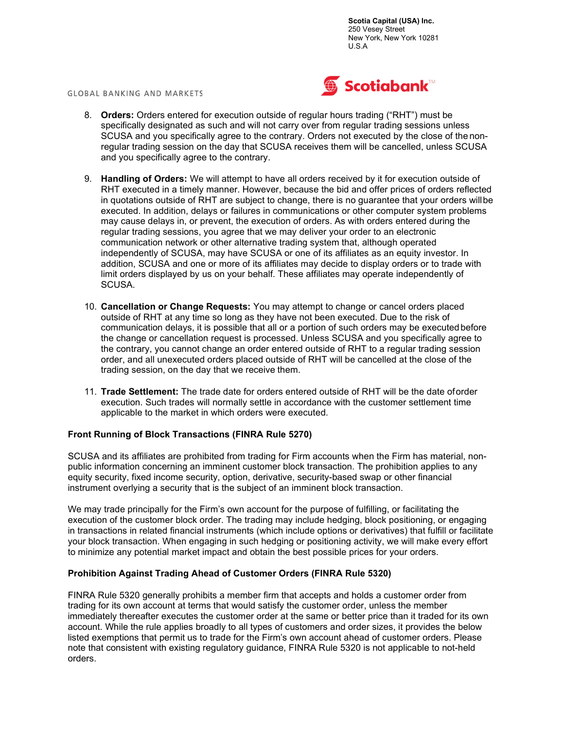8. **Orders:** Orders entered for execution outside of regular hours trading ("RHT") must be specifically designated as such and will not carry over from regular trading sessions unless SCUSA and you specifically agree to the contrary. Orders not executed by the close of the non-regular trading session on the day that SCUSA receives them will be cancelled, unless SCUSA and you specifically agree to the contrary.

9. **Handling of Orders:** We will attempt to have all orders received by it for execution outside of RHT executed in a timely manner. However, because the bid and offer prices of orders reflected in quotations outside of RHT are subject to change, there is no guarantee that your orders will be executed. In addition, delays or failures in communications or other computer system problems may cause delays in, or prevent, the execution of orders. As with orders entered during the regular trading sessions, you agree that we may deliver your order to an electronic communication network or other alternative trading system that, although operated independently of SCUSA, may have SCUSA or one of its affiliates as an equity investor. In addition, SCUSA and one or more of its affiliates may decide to display orders or to trade with limit orders displayed by us on your behalf. These affiliates may operate independently of SCUSA.

10. **Cancellation or Change Requests:** You may attempt to change or cancel orders placed outside of RHT at any time so long as they have not been executed. Due to the risk of communication delays, it is possible that all or a portion of such orders may be executed before the change or cancellation request is processed. Unless SCUSA and you specifically agree to the contrary, you cannot change an order entered outside of RHT to a regular trading session order, and all unexecuted orders placed outside of RHT will be cancelled at the close of the trading session, on the day that we receive them.

11. **Trade Settlement:** The trade date for orders entered outside of RHT will be the date of order execution. Such trades will normally settle in accordance with the customer settlement time applicable to the market in which orders were executed.

**Front Running of Block Transactions (FINRA Rule 5270)**

SCUSA and its affiliates are prohibited from trading for Firm accounts when the Firm has material, non-public information concerning an imminent customer block transaction. The prohibition applies to any equity security, fixed income security, option, derivative, security-based swap or other financial instrument overlying a security that is the subject of an imminent block transaction.

We may trade principally for the Firm's own account for the purpose of fulfilling, or facilitating the execution of the customer block order. The trading may include hedging, block positioning, or engaging in transactions in related financial instruments (which include options or derivatives) that fulfill or facilitate your block transaction. When engaging in such hedging or positioning activity, we will make every effort to minimize any potential market impact and obtain the best possible prices for your orders.

**Prohibition Against Trading Ahead of Customer Orders (FINRA Rule 5320)**

FINRA Rule 5320 generally prohibits a member firm that accepts and holds a customer order from trading for its own account at terms that would satisfy the customer order, unless the member immediately thereafter executes the customer order at the same or better price than it traded for its own account. While the rule applies broadly to all types of customers and order sizes, it provides the below listed exemptions that permit us to trade for the Firm's own account ahead of customer orders. Please note that consistent with existing regulatory guidance, FINRA Rule 5320 is not applicable to not-held orders.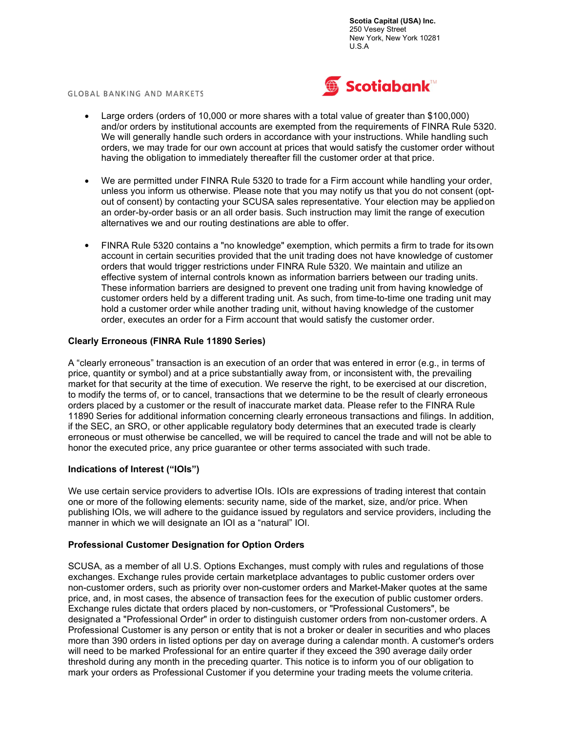- Large orders (orders of 10,000 or more shares with a total value of greater than $100,000) and/or orders by institutional accounts are exempted from the requirements of FINRA Rule 5320. We will generally handle such orders in accordance with your instructions. While handling such orders, we may trade for our own account at prices that would satisfy the customer order without having the obligation to immediately thereafter fill the customer order at that price.

- We are permitted under FINRA Rule 5320 to trade for a Firm account while handling your order, unless you inform us otherwise. Please note that you may notify us that you do not consent (opt-out of consent) by contacting your SCUSA sales representative. Your election may be applied on an order-by-order basis or an all order basis. Such instruction may limit the range of execution alternatives we and our routing destinations are able to offer.

- FINRA Rule 5320 contains a "no knowledge" exemption, which permits a firm to trade for its own account in certain securities provided that the unit trading does not have knowledge of customer orders that would trigger restrictions under FINRA Rule 5320. We maintain and utilize an effective system of internal controls known as information barriers between our trading units. These information barriers are designed to prevent one trading unit from having knowledge of customer orders held by a different trading unit. As such, from time-to-time one trading unit may hold a customer order while another trading unit, without having knowledge of the customer order, executes an order for a Firm account that would satisfy the customer order.

**Clearly Erroneous (FINRA Rule 11890 Series)**

A "clearly erroneous" transaction is an execution of an order that was entered in error (e.g., in terms of price, quantity or symbol) and at a price substantially away from, or inconsistent with, the prevailing market for that security at the time of execution. We reserve the right, to be exercised at our discretion, to modify the terms of, or to cancel, transactions that we determine to be the result of clearly erroneous orders placed by a customer or the result of inaccurate market data. Please refer to the FINRA Rule 11890 Series for additional information concerning clearly erroneous transactions and filings. In addition, if the SEC, an SRO, or other applicable regulatory body determines that an executed trade is clearly erroneous or must otherwise be cancelled, we will be required to cancel the trade and will not be able to honor the executed price, any price guarantee or other terms associated with such trade.

**Indications of Interest ("IOIs")**

We use certain service providers to advertise IOIs. IOIs are expressions of trading interest that contain one or more of the following elements: security name, side of the market, size, and/or price. When publishing IOIs, we will adhere to the guidance issued by regulators and service providers, including the manner in which we will designate an IOI as a "natural" IOI.

**Professional Customer Designation for Option Orders**

SCUSA, as a member of all U.S. Options Exchanges, must comply with rules and regulations of those exchanges. Exchange rules provide certain marketplace advantages to public customer orders over non-customer orders, such as priority over non-customer orders and Market-Maker quotes at the same price, and, in most cases, the absence of transaction fees for the execution of public customer orders. Exchange rules dictate that orders placed by non-customers, or "Professional Customers", be designated a "Professional Order" in order to distinguish customer orders from non-customer orders. A Professional Customer is any person or entity that is not a broker or dealer in securities and who places more than 390 orders in listed options per day on average during a calendar month. A customer's orders will need to be marked Professional for an entire quarter if they exceed the 390 average daily order threshold during any month in the preceding quarter. This notice is to inform you of our obligation to mark your orders as Professional Customer if you determine your trading meets the volume criteria.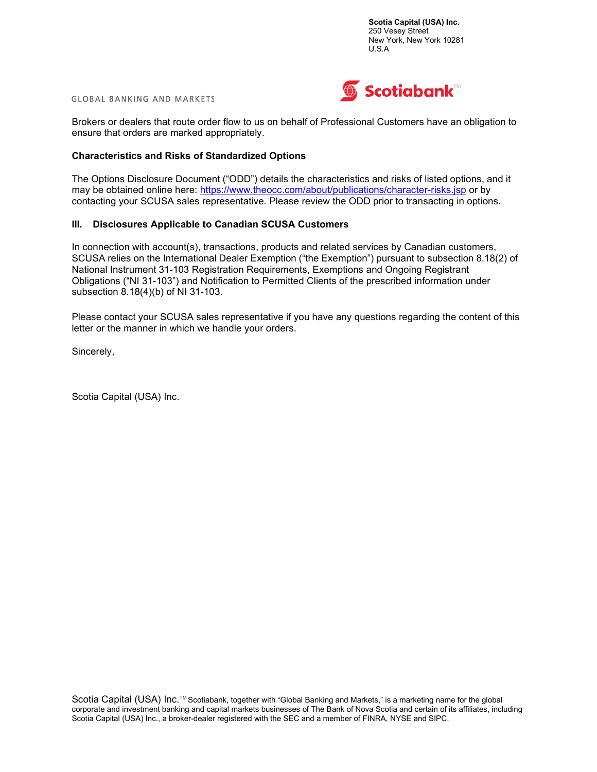Brokers or dealers that route order flow to us on behalf of Professional Customers have an obligation to ensure that orders are marked appropriately.

**Characteristics and Risks of Standardized Options**

The Options Disclosure Document ("ODD") details the characteristics and risks of listed options, and it may be obtained online here: https://www.theocc.com/about/publications/character-risks.jsp or by contacting your SCUSA sales representative. Please review the ODD prior to transacting in options.

## III. Disclosures Applicable to Canadian SCUSA Customers

In connection with account(s), transactions, products and related services by Canadian customers, SCUSA relies on the International Dealer Exemption ("the Exemption") pursuant to subsection 8.18(2) of National Instrument 31-103 Registration Requirements, Exemptions and Ongoing Registrant Obligations ("NI 31-103") and Notification to Permitted Clients of the prescribed information under subsection 8.18(4)(b) of NI 31-103.

Please contact your SCUSA sales representative if you have any questions regarding the content of this letter or the manner in which we handle your orders.

Sincerely,

Scotia Capital (USA) Inc.

Scotia Capital (USA) Inc.™ Scotiabank, together with "Global Banking and Markets," is a marketing name for the global corporate and investment banking and capital markets businesses of The Bank of Nova Scotia and certain of its affiliates, including Scotia Capital (USA) Inc., a broker-dealer registered with the SEC and a member of FINRA, NYSE and SIPC.